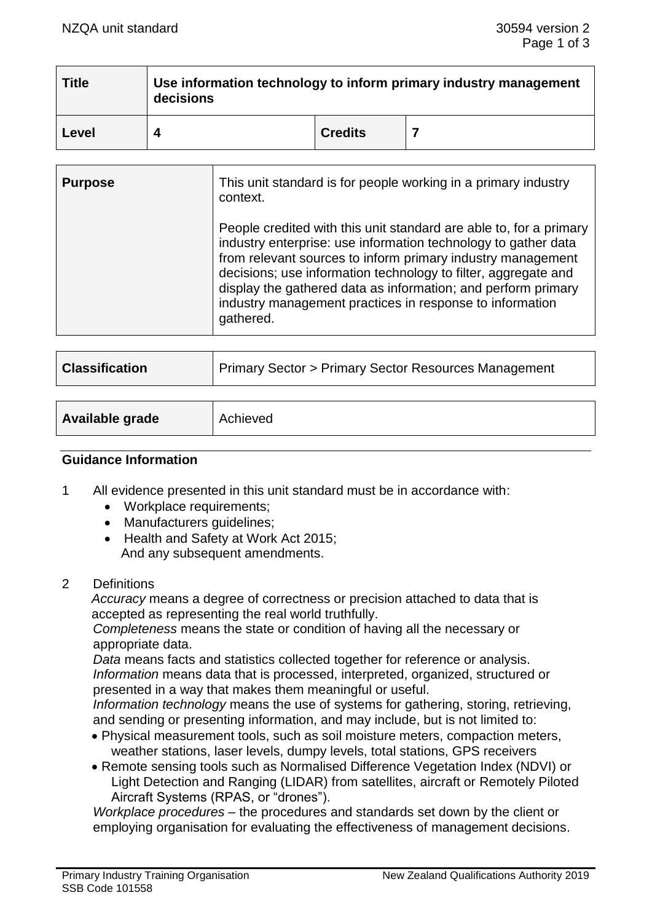| Title | Use information technology to inform primary industry management decisions | | |
|---|---|---|---|
| Level | 4 | Credits | 7 |

| Purpose | This unit standard is for people working in a primary industry context.<br><br>People credited with this unit standard are able to, for a primary industry enterprise: use information technology to gather data from relevant sources to inform primary industry management decisions; use information technology to filter, aggregate and display the gathered data as information; and perform primary industry management practices in response to information gathered. |
|---|---|

| Classification | Primary Sector > Primary Sector Resources Management |
|---|---|

| Available grade | Achieved |
|---|---|

## Guidance Information

1. All evidence presented in this unit standard must be in accordance with:
   - Workplace requirements;
   - Manufacturers guidelines;
   - Health and Safety at Work Act 2015;
   
   And any subsequent amendments.

2. Definitions

   *Accuracy* means a degree of correctness or precision attached to data that is accepted as representing the real world truthfully.

   *Completeness* means the state or condition of having all the necessary or appropriate data.

   *Data* means facts and statistics collected together for reference or analysis.

   *Information* means data that is processed, interpreted, organized, structured or presented in a way that makes them meaningful or useful.

   *Information technology* means the use of systems for gathering, storing, retrieving, and sending or presenting information, and may include, but is not limited to:
   - Physical measurement tools, such as soil moisture meters, compaction meters, weather stations, laser levels, dumpy levels, total stations, GPS receivers
   - Remote sensing tools such as Normalised Difference Vegetation Index (NDVI) or Light Detection and Ranging (LIDAR) from satellites, aircraft or Remotely Piloted Aircraft Systems (RPAS, or "drones").

   *Workplace procedures* – the procedures and standards set down by the client or employing organisation for evaluating the effectiveness of management decisions.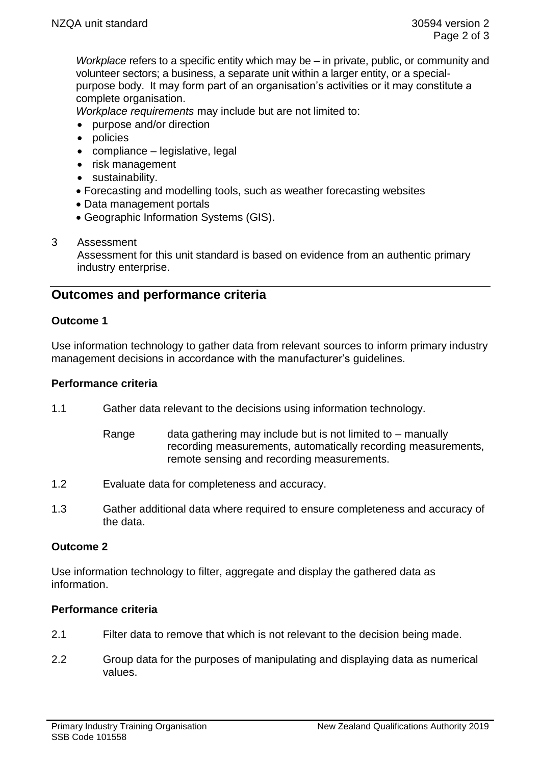*Workplace* refers to a specific entity which may be – in private, public, or community and volunteer sectors; a business, a separate unit within a larger entity, or a special-purpose body. It may form part of an organisation's activities or it may constitute a complete organisation.

*Workplace requirements* may include but are not limited to:

- purpose and/or direction
- policies
- compliance – legislative, legal
- risk management
- sustainability.
- Forecasting and modelling tools, such as weather forecasting websites
- Data management portals
- Geographic Information Systems (GIS).

3 Assessment

Assessment for this unit standard is based on evidence from an authentic primary industry enterprise.

## Outcomes and performance criteria

### Outcome 1

Use information technology to gather data from relevant sources to inform primary industry management decisions in accordance with the manufacturer's guidelines.

#### Performance criteria

1.1 Gather data relevant to the decisions using information technology.

Range data gathering may include but is not limited to – manually recording measurements, automatically recording measurements, remote sensing and recording measurements.

1.2 Evaluate data for completeness and accuracy.

1.3 Gather additional data where required to ensure completeness and accuracy of the data.

### Outcome 2

Use information technology to filter, aggregate and display the gathered data as information.

#### Performance criteria

2.1 Filter data to remove that which is not relevant to the decision being made.

2.2 Group data for the purposes of manipulating and displaying data as numerical values.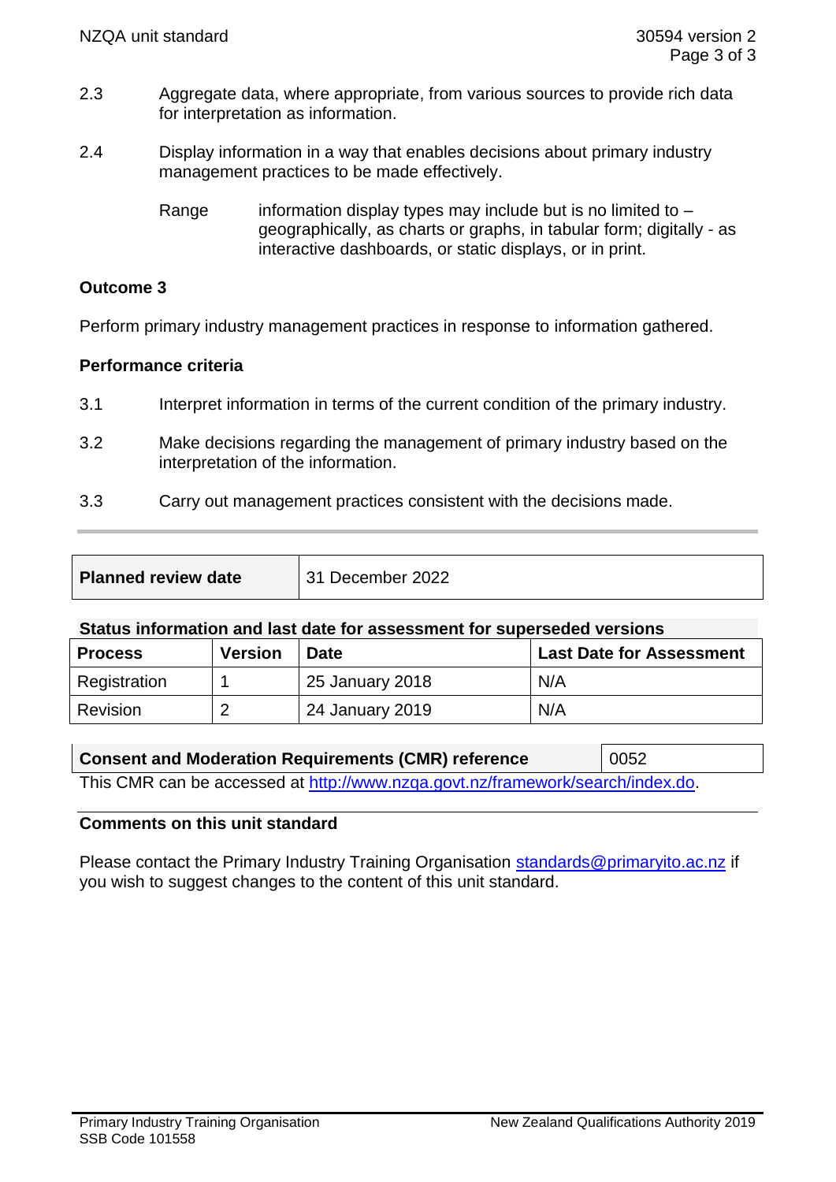2.3 Aggregate data, where appropriate, from various sources to provide rich data for interpretation as information.

2.4 Display information in a way that enables decisions about primary industry management practices to be made effectively.

Range information display types may include but is no limited to – geographically, as charts or graphs, in tabular form; digitally - as interactive dashboards, or static displays, or in print.

**Outcome 3**

Perform primary industry management practices in response to information gathered.

**Performance criteria**

3.1 Interpret information in terms of the current condition of the primary industry.

3.2 Make decisions regarding the management of primary industry based on the interpretation of the information.

3.3 Carry out management practices consistent with the decisions made.

| | |
|---|---|
| **Planned review date** | 31 December 2022 |

**Status information and last date for assessment for superseded versions**

| Process | Version | Date | Last Date for Assessment |
|---|---|---|---|
| Registration | 1 | 25 January 2018 | N/A |
| Revision | 2 | 24 January 2019 | N/A |

| | |
|---|---|
| **Consent and Moderation Requirements (CMR) reference** | 0052 |

This CMR can be accessed at http://www.nzqa.govt.nz/framework/search/index.do.

**Comments on this unit standard**

Please contact the Primary Industry Training Organisation standards@primaryito.ac.nz if you wish to suggest changes to the content of this unit standard.